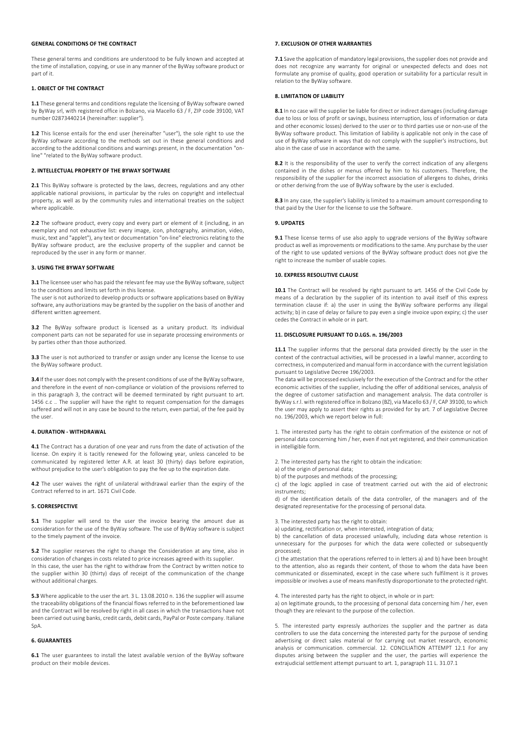**GENERAL CONDITIONS OF THE CONTRACT**

These general terms and conditions are understood to be fully known and accepted at the time of installation, copying, or use in any manner of the ByWay software product or part of it.

**1. OBJECT OF THE CONTRACT**

**1.1** These general terms and conditions regulate the licensing of ByWay software owned by ByWay srl, with registered office in Bolzano, via Macello 63 / F, ZIP code 39100, VAT number 02873440214 (hereinafter: supplier").

**1.2** This license entails for the end user (hereinafter "user"), the sole right to use the ByWay software according to the methods set out in these general conditions and according to the additional conditions and warnings present, in the documentation "on-line" "related to the ByWay software product.

**2. INTELLECTUAL PROPERTY OF THE BYWAY SOFTWARE**

**2.1** This ByWay software is protected by the laws, decrees, regulations and any other applicable national provisions, in particular by the rules on copyright and intellectual property, as well as by the community rules and international treaties on the subject where applicable.

**2.2** The software product, every copy and every part or element of it (including, in an exemplary and not exhaustive list: every image, icon, photography, animation, video, music, text and "applet"), any text or documentation "on-line" electronics relating to the ByWay software product, are the exclusive property of the supplier and cannot be reproduced by the user in any form or manner.

**3. USING THE BYWAY SOFTWARE**

**3.1** The licensee user who has paid the relevant fee may use the ByWay software, subject to the conditions and limits set forth in this license.
The user is not authorized to develop products or software applications based on ByWay software, any authorizations may be granted by the supplier on the basis of another and different written agreement.

**3.2** The ByWay software product is licensed as a unitary product. Its individual component parts can not be separated for use in separate processing environments or by parties other than those authorized.

**3.3** The user is not authorized to transfer or assign under any license the license to use the ByWay software product.

**3.4** If the user does not comply with the present conditions of use of the ByWay software, and therefore in the event of non-compliance or violation of the provisions referred to in this paragraph 3, the contract will be deemed terminated by right pursuant to art. 1456 c.c .. The supplier will have the right to request compensation for the damages suffered and will not in any case be bound to the return, even partial, of the fee paid by the user.

**4. DURATION - WITHDRAWAL**

**4.1** The Contract has a duration of one year and runs from the date of activation of the license. On expiry it is tacitly renewed for the following year, unless canceled to be communicated by registered letter A.R. at least 30 (thirty) days before expiration, without prejudice to the user's obligation to pay the fee up to the expiration date.

**4.2** The user waives the right of unilateral withdrawal earlier than the expiry of the Contract referred to in art. 1671 Civil Code.

**5. CORRESPECTIVE**

**5.1** The supplier will send to the user the invoice bearing the amount due as consideration for the use of the ByWay software. The use of ByWay software is subject to the timely payment of the invoice.

**5.2** The supplier reserves the right to change the Consideration at any time, also in consideration of changes in costs related to price increases agreed with its supplier.
In this case, the user has the right to withdraw from the Contract by written notice to the supplier within 30 (thirty) days of receipt of the communication of the change without additional charges.

**5.3** Where applicable to the user the art. 3 L. 13.08.2010 n. 136 the supplier will assume the traceability obligations of the financial flows referred to in the beforementioned law and the Contract will be resolved by right in all cases in which the transactions have not been carried out using banks, credit cards, debit cards, PayPal or Poste company. Italiane SpA.

**6. GUARANTEES**

**6.1** The user guarantees to install the latest available version of the ByWay software product on their mobile devices.

**7. EXCLUSION OF OTHER WARRANTIES**

**7.1** Save the application of mandatory legal provisions, the supplier does not provide and does not recognize any warranty for original or unexpected defects and does not formulate any promise of quality, good operation or suitability for a particular result in relation to the ByWay software.

**8. LIMITATION OF LIABILITY**

**8.1** In no case will the supplier be liable for direct or indirect damages (including damage due to loss or loss of profit or savings, business interruption, loss of information or data and other economic losses) derived to the user or to third parties use or non-use of the ByWay software product. This limitation of liability is applicable not only in the case of use of ByWay software in ways that do not comply with the supplier's instructions, but also in the case of use in accordance with the same.

**8.2** It is the responsibility of the user to verify the correct indication of any allergens contained in the dishes or menus offered by him to his customers. Therefore, the responsibility of the supplier for the incorrect association of allergens to dishes, drinks or other deriving from the use of ByWay software by the user is excluded.

**8.3** In any case, the supplier's liability is limited to a maximum amount corresponding to that paid by the User for the license to use the Software.

**9. UPDATES**

**9.1** These license terms of use also apply to upgrade versions of the ByWay software product as well as improvements or modifications to the same. Any purchase by the user of the right to use updated versions of the ByWay software product does not give the right to increase the number of usable copies.

**10. EXPRESS RESOLUTIVE CLAUSE**

**10.1** The Contract will be resolved by right pursuant to art. 1456 of the Civil Code by means of a declaration by the supplier of its intention to avail itself of this express termination clause if: a) the user in using the ByWay software performs any illegal activity; b) in case of delay or failure to pay even a single invoice upon expiry; c) the user cedes the Contract in whole or in part.

**11. DISCLOSURE PURSUANT TO D.LGS. n. 196/2003**

**11.1** The supplier informs that the personal data provided directly by the user in the context of the contractual activities, will be processed in a lawful manner, according to correctness, in computerized and manual form in accordance with the current legislation pursuant to Legislative Decree 196/2003.
The data will be processed exclusively for the execution of the Contract and for the other economic activities of the supplier, including the offer of additional services, analysis of the degree of customer satisfaction and management analysis. The data controller is ByWay s.r.l. with registered office in Bolzano (BZ), via Macello 63 / F, CAP 39100, to which the user may apply to assert their rights as provided for by art. 7 of Legislative Decree no. 196/2003, which we report below in full:

1. The interested party has the right to obtain confirmation of the existence or not of personal data concerning him / her, even if not yet registered, and their communication in intelligible form.

2. The interested party has the right to obtain the indication:
a) of the origin of personal data;
b) of the purposes and methods of the processing;
c) of the logic applied in case of treatment carried out with the aid of electronic instruments;
d) of the identification details of the data controller, of the managers and of the designated representative for the processing of personal data.

3. The interested party has the right to obtain:
a) updating, rectification or, when interested, integration of data;
b) the cancellation of data processed unlawfully, including data whose retention is unnecessary for the purposes for which the data were collected or subsequently processed;
c) the attestation that the operations referred to in letters a) and b) have been brought to the attention, also as regards their content, of those to whom the data have been communicated or disseminated, except in the case where such fulfilment is it proves impossible or involves a use of means manifestly disproportionate to the protected right.

4. The interested party has the right to object, in whole or in part:
a) on legitimate grounds, to the processing of personal data concerning him / her, even though they are relevant to the purpose of the collection.

5. The interested party expressly authorizes the supplier and the partner as data controllers to use the data concerning the interested party for the purpose of sending advertising or direct sales material or for carrying out market research, economic analysis or communication. commercial. 12. CONCILIATION ATTEMPT 12.1 For any disputes arising between the supplier and the user, the parties will experience the extrajudicial settlement attempt pursuant to art. 1, paragraph 11 L. 31.07.1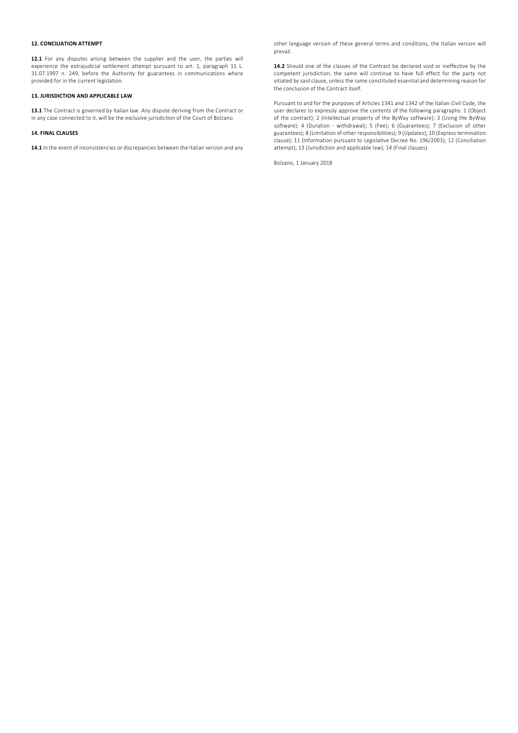#### 12. CONCILIATION ATTEMPT

**12.1** For any disputes arising between the supplier and the user, the parties will experience the extrajudicial settlement attempt pursuant to art. 1, paragraph 11 L. 31.07.1997 n. 249, before the Authority for guarantees in communications where provided for in the current legislation.

#### 13. JURISDICTION AND APPLICABLE LAW

**13.1** The Contract is governed by Italian law. Any dispute deriving from the Contract or in any case connected to it, will be the exclusive jurisdiction of the Court of Bolzano.

#### 14. FINAL CLAUSES

**14.1** In the event of inconsistencies or discrepancies between the Italian version and any other language version of these general terms and conditions, the Italian version will prevail.

**14.2** Should one of the clauses of the Contract be declared void or ineffective by the competent jurisdiction, the same will continue to have full effect for the party not vitiated by said clause, unless the same constituted essential and determining reason for the conclusion of the Contract itself.

Pursuant to and for the purposes of Articles 1341 and 1342 of the Italian Civil Code, the user declares to expressly approve the contents of the following paragraphs: 1 (Object of the contract); 2 (Intellectual property of the ByWay software); 3 (Using the ByWay software); 4 (Duration - withdrawal); 5 (Fee); 6 (Guarantees); 7 (Exclusion of other guarantees); 8 (Limitation of other responsibilities); 9 (Updates); 10 (Express termination clause); 11 (Information pursuant to Legislative Decree No. 196/2003); 12 (Conciliation attempt); 13 (Jurisdiction and applicable law); 14 (Final clauses).

Bolzano, 1 January 2018